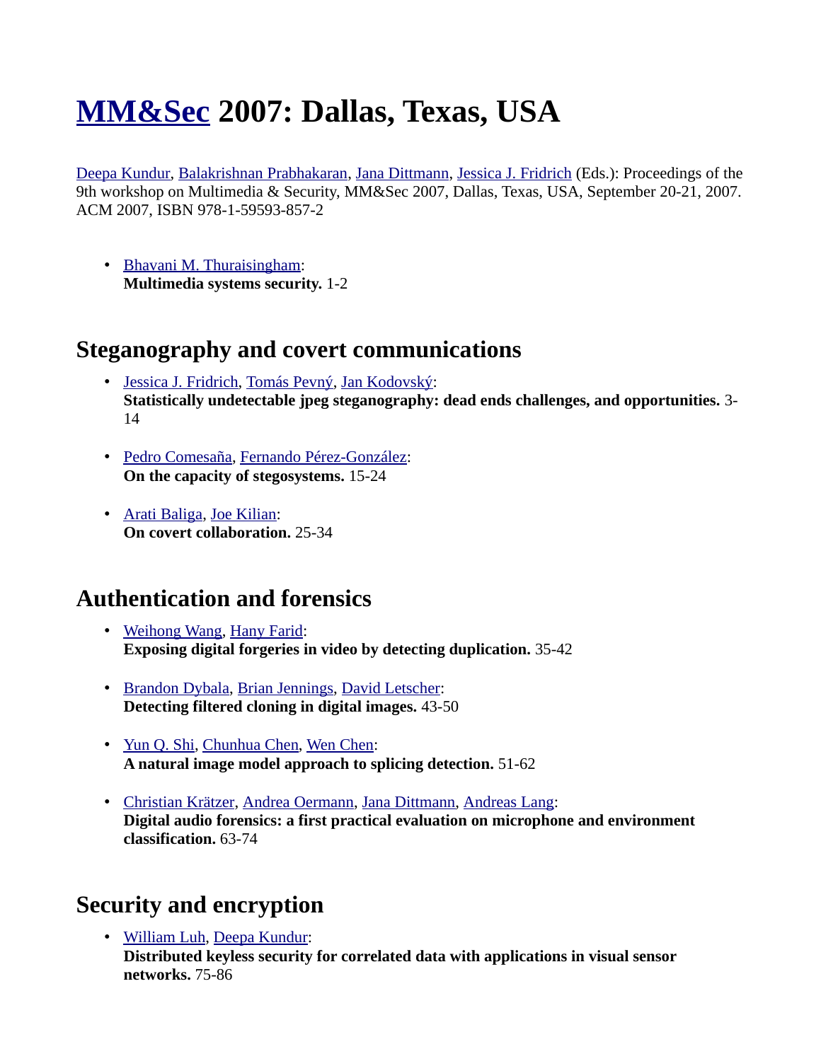# MM&Sec 2007: Dallas, Texas, USA

Deepa Kundur, Balakrishnan Prabhakaran, Jana Dittmann, Jessica J. Fridrich (Eds.): Proceedings of the 9th workshop on Multimedia & Security, MM&Sec 2007, Dallas, Texas, USA, September 20-21, 2007. ACM 2007, ISBN 978-1-59593-857-2

- Bhavani M. Thuraisingham:
  **Multimedia systems security.** 1-2

## Steganography and covert communications

- Jessica J. Fridrich, Tomás Pevný, Jan Kodovský:
  **Statistically undetectable jpeg steganography: dead ends challenges, and opportunities.** 3-14

- Pedro Comesaña, Fernando Pérez-González:
  **On the capacity of stegosystems.** 15-24

- Arati Baliga, Joe Kilian:
  **On covert collaboration.** 25-34

## Authentication and forensics

- Weihong Wang, Hany Farid:
  **Exposing digital forgeries in video by detecting duplication.** 35-42

- Brandon Dybala, Brian Jennings, David Letscher:
  **Detecting filtered cloning in digital images.** 43-50

- Yun Q. Shi, Chunhua Chen, Wen Chen:
  **A natural image model approach to splicing detection.** 51-62

- Christian Krätzer, Andrea Oermann, Jana Dittmann, Andreas Lang:
  **Digital audio forensics: a first practical evaluation on microphone and environment classification.** 63-74

## Security and encryption

- William Luh, Deepa Kundur:
  **Distributed keyless security for correlated data with applications in visual sensor networks.** 75-86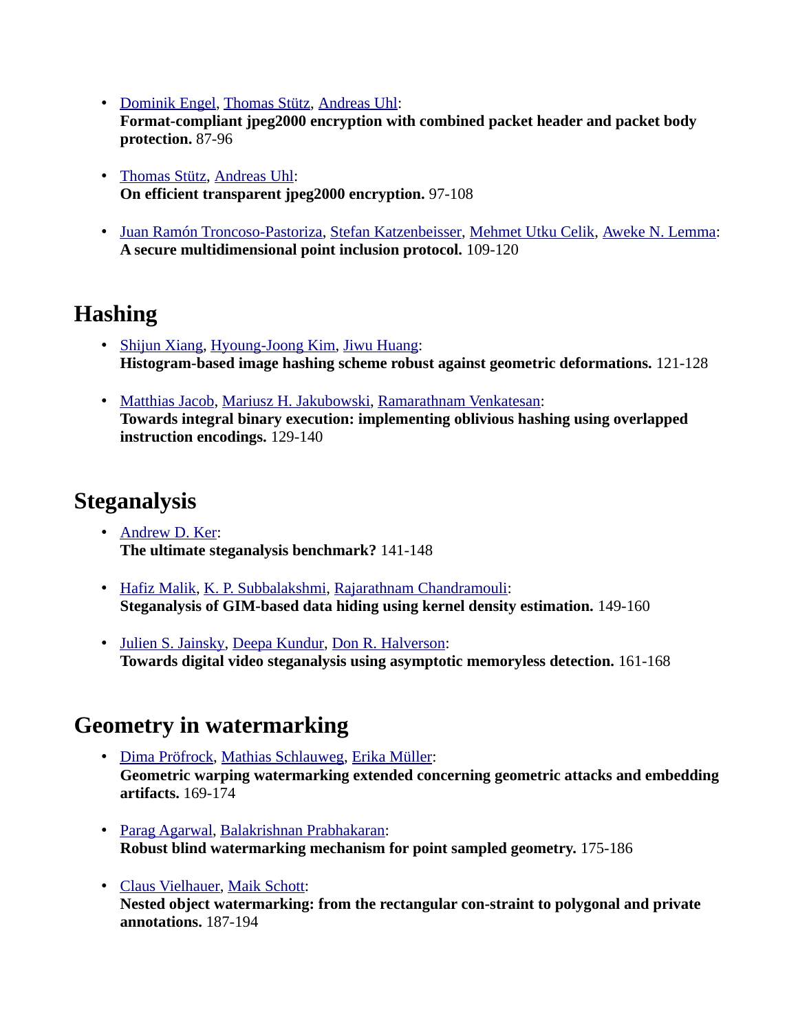- Dominik Engel, Thomas Stütz, Andreas Uhl:
  **Format-compliant jpeg2000 encryption with combined packet header and packet body protection.** 87-96

- Thomas Stütz, Andreas Uhl:
  **On efficient transparent jpeg2000 encryption.** 97-108

- Juan Ramón Troncoso-Pastoriza, Stefan Katzenbeisser, Mehmet Utku Celik, Aweke N. Lemma:
  **A secure multidimensional point inclusion protocol.** 109-120

## Hashing

- Shijun Xiang, Hyoung-Joong Kim, Jiwu Huang:
  **Histogram-based image hashing scheme robust against geometric deformations.** 121-128

- Matthias Jacob, Mariusz H. Jakubowski, Ramarathnam Venkatesan:
  **Towards integral binary execution: implementing oblivious hashing using overlapped instruction encodings.** 129-140

## Steganalysis

- Andrew D. Ker:
  **The ultimate steganalysis benchmark?** 141-148

- Hafiz Malik, K. P. Subbalakshmi, Rajarathnam Chandramouli:
  **Steganalysis of GIM-based data hiding using kernel density estimation.** 149-160

- Julien S. Jainsky, Deepa Kundur, Don R. Halverson:
  **Towards digital video steganalysis using asymptotic memoryless detection.** 161-168

## Geometry in watermarking

- Dima Pröfrock, Mathias Schlauweg, Erika Müller:
  **Geometric warping watermarking extended concerning geometric attacks and embedding artifacts.** 169-174

- Parag Agarwal, Balakrishnan Prabhakaran:
  **Robust blind watermarking mechanism for point sampled geometry.** 175-186

- Claus Vielhauer, Maik Schott:
  **Nested object watermarking: from the rectangular con-straint to polygonal and private annotations.** 187-194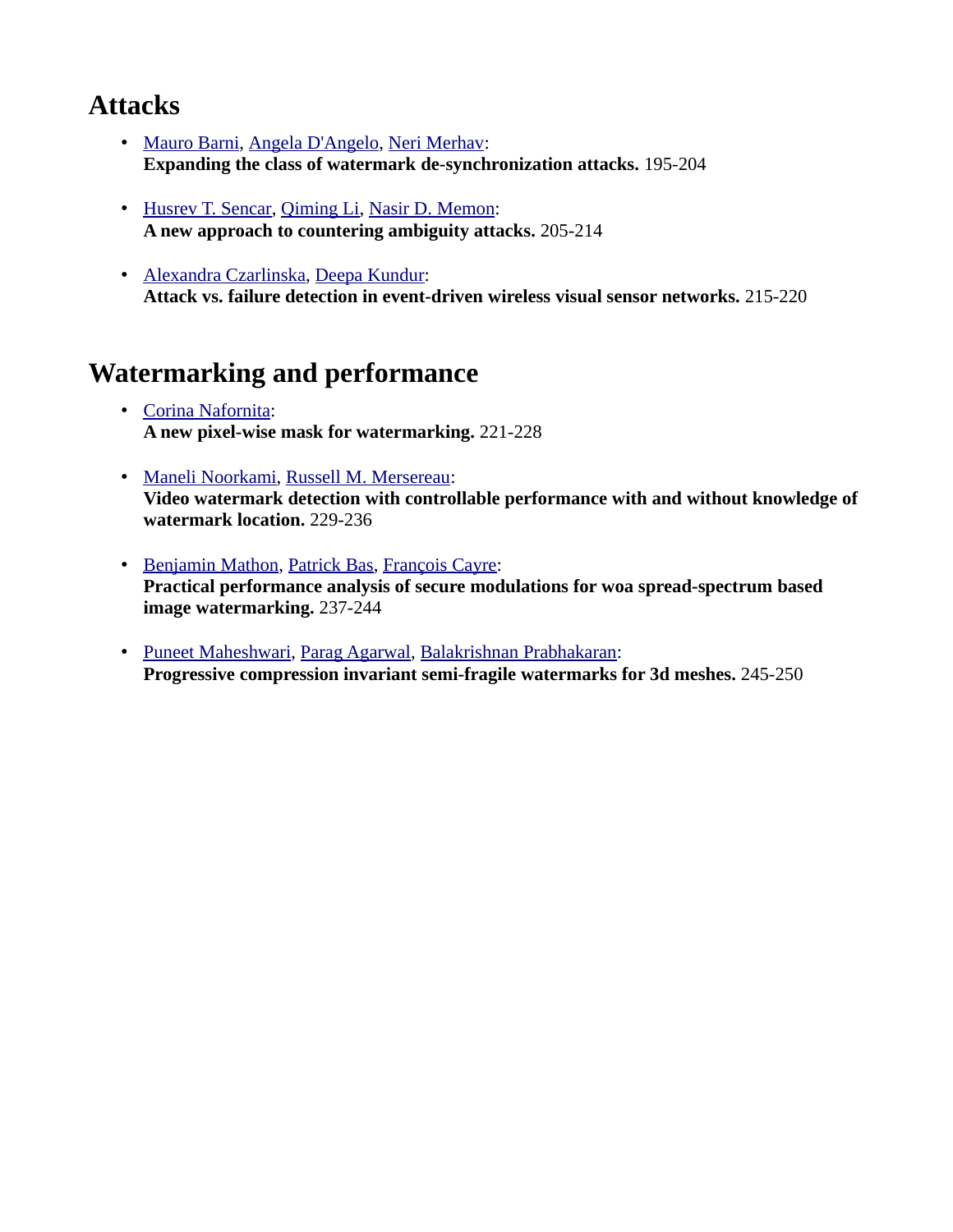## Attacks

- Mauro Barni, Angela D'Angelo, Neri Merhav:
  **Expanding the class of watermark de-synchronization attacks.** 195-204

- Husrev T. Sencar, Qiming Li, Nasir D. Memon:
  **A new approach to countering ambiguity attacks.** 205-214

- Alexandra Czarlinska, Deepa Kundur:
  **Attack vs. failure detection in event-driven wireless visual sensor networks.** 215-220

## Watermarking and performance

- Corina Nafornita:
  **A new pixel-wise mask for watermarking.** 221-228

- Maneli Noorkami, Russell M. Mersereau:
  **Video watermark detection with controllable performance with and without knowledge of watermark location.** 229-236

- Benjamin Mathon, Patrick Bas, François Cayre:
  **Practical performance analysis of secure modulations for woa spread-spectrum based image watermarking.** 237-244

- Puneet Maheshwari, Parag Agarwal, Balakrishnan Prabhakaran:
  **Progressive compression invariant semi-fragile watermarks for 3d meshes.** 245-250